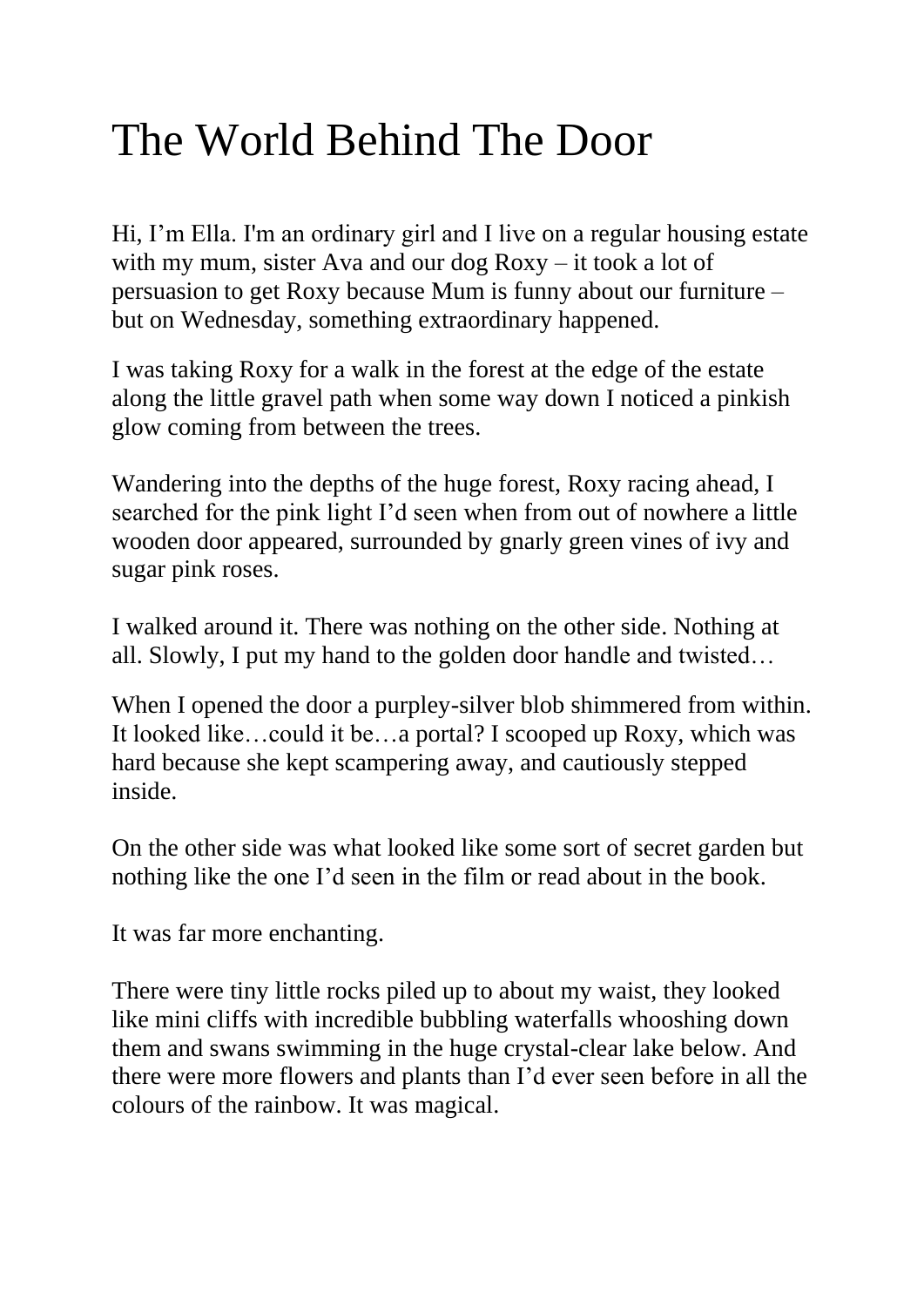# The World Behind The Door

Hi, I'm Ella. I'm an ordinary girl and I live on a regular housing estate with my mum, sister Ava and our dog Roxy – it took a lot of persuasion to get Roxy because Mum is funny about our furniture – but on Wednesday, something extraordinary happened.

I was taking Roxy for a walk in the forest at the edge of the estate along the little gravel path when some way down I noticed a pinkish glow coming from between the trees.

Wandering into the depths of the huge forest, Roxy racing ahead, I searched for the pink light I'd seen when from out of nowhere a little wooden door appeared, surrounded by gnarly green vines of ivy and sugar pink roses.

I walked around it. There was nothing on the other side. Nothing at all. Slowly, I put my hand to the golden door handle and twisted…

When I opened the door a purpley-silver blob shimmered from within. It looked like…could it be…a portal? I scooped up Roxy, which was hard because she kept scampering away, and cautiously stepped inside.

On the other side was what looked like some sort of secret garden but nothing like the one I'd seen in the film or read about in the book.

It was far more enchanting.

There were tiny little rocks piled up to about my waist, they looked like mini cliffs with incredible bubbling waterfalls whooshing down them and swans swimming in the huge crystal-clear lake below. And there were more flowers and plants than I'd ever seen before in all the colours of the rainbow. It was magical.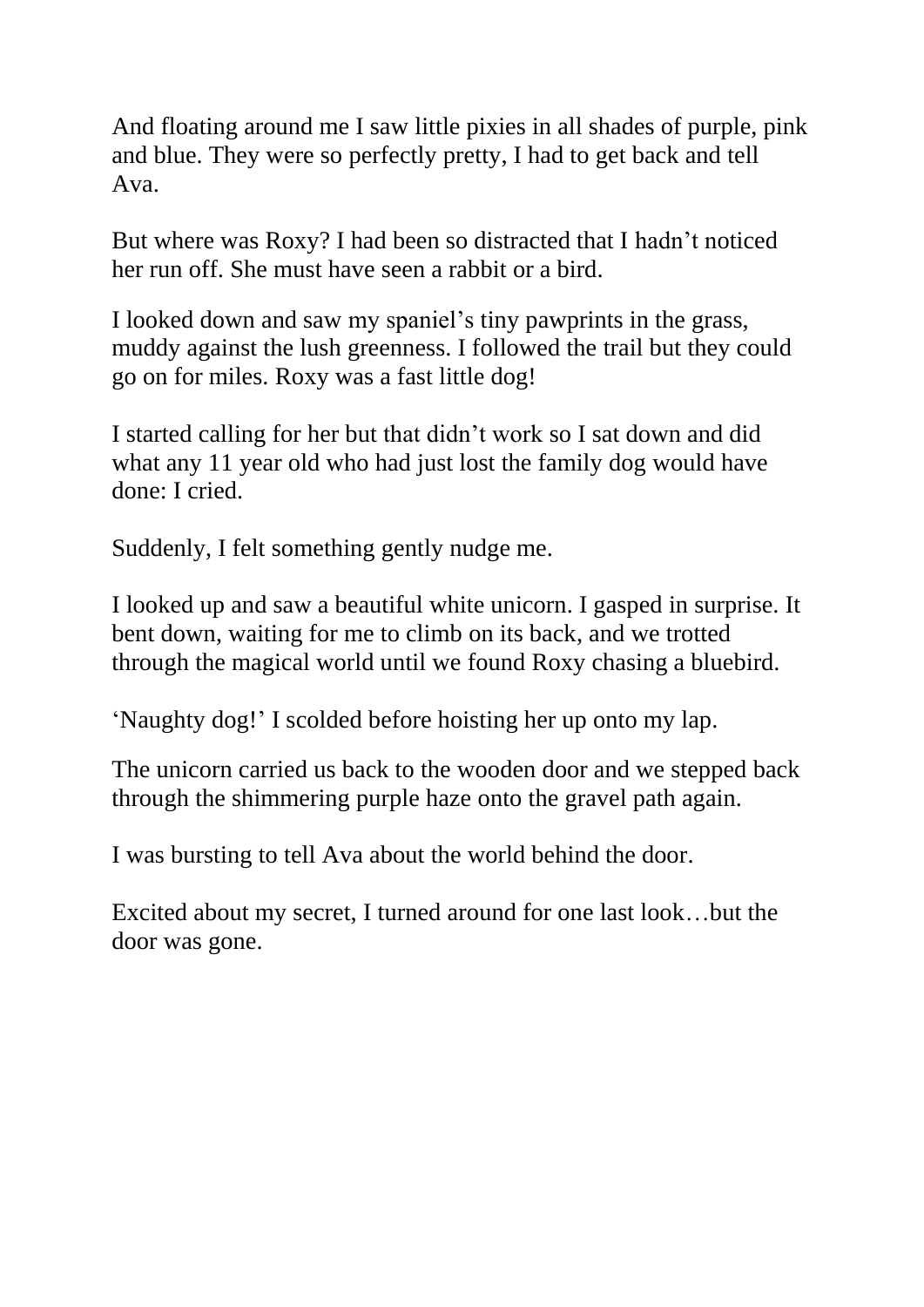And floating around me I saw little pixies in all shades of purple, pink and blue. They were so perfectly pretty, I had to get back and tell Ava.

But where was Roxy? I had been so distracted that I hadn't noticed her run off. She must have seen a rabbit or a bird.

I looked down and saw my spaniel's tiny pawprints in the grass, muddy against the lush greenness. I followed the trail but they could go on for miles. Roxy was a fast little dog!

I started calling for her but that didn't work so I sat down and did what any 11 year old who had just lost the family dog would have done: I cried.

Suddenly, I felt something gently nudge me.

I looked up and saw a beautiful white unicorn. I gasped in surprise. It bent down, waiting for me to climb on its back, and we trotted through the magical world until we found Roxy chasing a bluebird.

'Naughty dog!' I scolded before hoisting her up onto my lap.

The unicorn carried us back to the wooden door and we stepped back through the shimmering purple haze onto the gravel path again.

I was bursting to tell Ava about the world behind the door.

Excited about my secret, I turned around for one last look…but the door was gone.